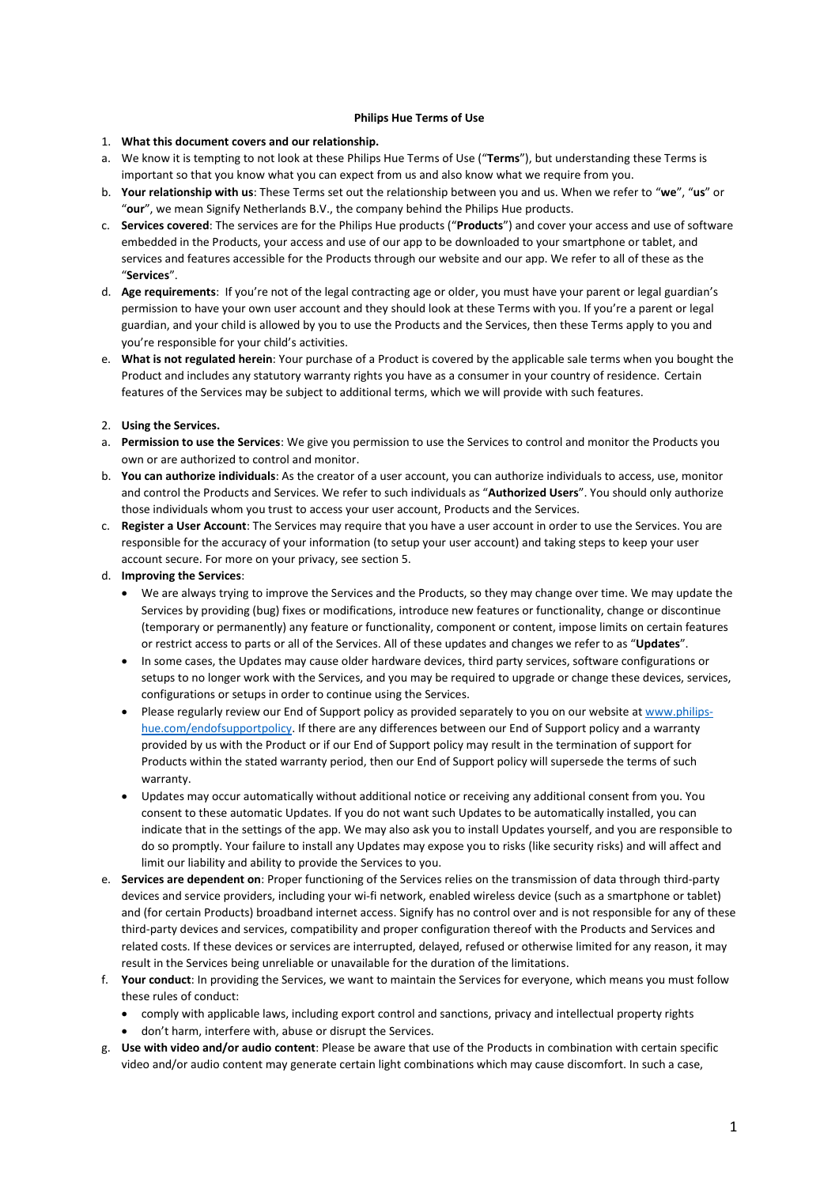**Philips Hue Terms of Use**

1. **What this document covers and our relationship.**

a. We know it is tempting to not look at these Philips Hue Terms of Use ("**Terms**"), but understanding these Terms is important so that you know what you can expect from us and also know what we require from you.

b. **Your relationship with us**: These Terms set out the relationship between you and us. When we refer to "**we**", "**us**" or "**our**", we mean Signify Netherlands B.V., the company behind the Philips Hue products.

c. **Services covered**: The services are for the Philips Hue products ("**Products**") and cover your access and use of software embedded in the Products, your access and use of our app to be downloaded to your smartphone or tablet, and services and features accessible for the Products through our website and our app. We refer to all of these as the "**Services**".

d. **Age requirements**: If you're not of the legal contracting age or older, you must have your parent or legal guardian's permission to have your own user account and they should look at these Terms with you. If you're a parent or legal guardian, and your child is allowed by you to use the Products and the Services, then these Terms apply to you and you're responsible for your child's activities.

e. **What is not regulated herein**: Your purchase of a Product is covered by the applicable sale terms when you bought the Product and includes any statutory warranty rights you have as a consumer in your country of residence. Certain features of the Services may be subject to additional terms, which we will provide with such features.

2. **Using the Services.**

a. **Permission to use the Services**: We give you permission to use the Services to control and monitor the Products you own or are authorized to control and monitor.

b. **You can authorize individuals**: As the creator of a user account, you can authorize individuals to access, use, monitor and control the Products and Services. We refer to such individuals as "**Authorized Users**". You should only authorize those individuals whom you trust to access your user account, Products and the Services.

c. **Register a User Account**: The Services may require that you have a user account in order to use the Services. You are responsible for the accuracy of your information (to setup your user account) and taking steps to keep your user account secure. For more on your privacy, see section 5.

d. **Improving the Services**:
   - We are always trying to improve the Services and the Products, so they may change over time. We may update the Services by providing (bug) fixes or modifications, introduce new features or functionality, change or discontinue (temporary or permanently) any feature or functionality, component or content, impose limits on certain features or restrict access to parts or all of the Services. All of these updates and changes we refer to as "**Updates**".
   - In some cases, the Updates may cause older hardware devices, third party services, software configurations or setups to no longer work with the Services, and you may be required to upgrade or change these devices, services, configurations or setups in order to continue using the Services.
   - Please regularly review our End of Support policy as provided separately to you on our website at [www.philips-hue.com/endofsupportpolicy](www.philips-hue.com/endofsupportpolicy). If there are any differences between our End of Support policy and a warranty provided by us with the Product or if our End of Support policy may result in the termination of support for Products within the stated warranty period, then our End of Support policy will supersede the terms of such warranty.
   - Updates may occur automatically without additional notice or receiving any additional consent from you. You consent to these automatic Updates. If you do not want such Updates to be automatically installed, you can indicate that in the settings of the app. We may also ask you to install Updates yourself, and you are responsible to do so promptly. Your failure to install any Updates may expose you to risks (like security risks) and will affect and limit our liability and ability to provide the Services to you.

e. **Services are dependent on**: Proper functioning of the Services relies on the transmission of data through third-party devices and service providers, including your wi-fi network, enabled wireless device (such as a smartphone or tablet) and (for certain Products) broadband internet access. Signify has no control over and is not responsible for any of these third-party devices and services, compatibility and proper configuration thereof with the Products and Services and related costs. If these devices or services are interrupted, delayed, refused or otherwise limited for any reason, it may result in the Services being unreliable or unavailable for the duration of the limitations.

f. **Your conduct**: In providing the Services, we want to maintain the Services for everyone, which means you must follow these rules of conduct:
   - comply with applicable laws, including export control and sanctions, privacy and intellectual property rights
   - don't harm, interfere with, abuse or disrupt the Services.

g. **Use with video and/or audio content**: Please be aware that use of the Products in combination with certain specific video and/or audio content may generate certain light combinations which may cause discomfort. In such a case,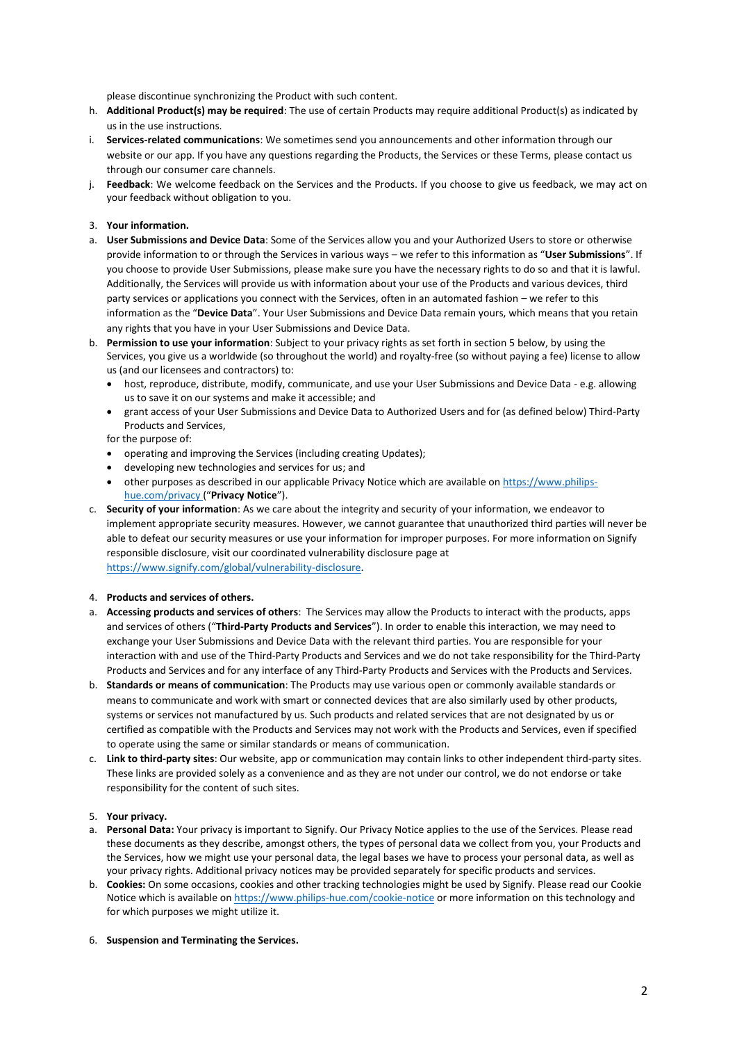please discontinue synchronizing the Product with such content.

h. **Additional Product(s) may be required**: The use of certain Products may require additional Product(s) as indicated by us in the use instructions.

i. **Services-related communications**: We sometimes send you announcements and other information through our website or our app. If you have any questions regarding the Products, the Services or these Terms, please contact us through our consumer care channels.

j. **Feedback**: We welcome feedback on the Services and the Products. If you choose to give us feedback, we may act on your feedback without obligation to you.

3. **Your information.**

a. **User Submissions and Device Data**: Some of the Services allow you and your Authorized Users to store or otherwise provide information to or through the Services in various ways – we refer to this information as "**User Submissions**". If you choose to provide User Submissions, please make sure you have the necessary rights to do so and that it is lawful. Additionally, the Services will provide us with information about your use of the Products and various devices, third party services or applications you connect with the Services, often in an automated fashion – we refer to this information as the "**Device Data**". Your User Submissions and Device Data remain yours, which means that you retain any rights that you have in your User Submissions and Device Data.

b. **Permission to use your information**: Subject to your privacy rights as set forth in section 5 below, by using the Services, you give us a worldwide (so throughout the world) and royalty-free (so without paying a fee) license to allow us (and our licensees and contractors) to:
   - host, reproduce, distribute, modify, communicate, and use your User Submissions and Device Data - e.g. allowing us to save it on our systems and make it accessible; and
   - grant access of your User Submissions and Device Data to Authorized Users and for (as defined below) Third-Party Products and Services,

   for the purpose of:
   - operating and improving the Services (including creating Updates);
   - developing new technologies and services for us; and
   - other purposes as described in our applicable Privacy Notice which are available on [https://www.philips-hue.com/privacy](https://www.philips-hue.com/privacy) ("**Privacy Notice**").

c. **Security of your information**: As we care about the integrity and security of your information, we endeavor to implement appropriate security measures. However, we cannot guarantee that unauthorized third parties will never be able to defeat our security measures or use your information for improper purposes. For more information on Signify responsible disclosure, visit our coordinated vulnerability disclosure page at [https://www.signify.com/global/vulnerability-disclosure](https://www.signify.com/global/vulnerability-disclosure).

4. **Products and services of others.**

a. **Accessing products and services of others**: The Services may allow the Products to interact with the products, apps and services of others ("**Third-Party Products and Services**"). In order to enable this interaction, we may need to exchange your User Submissions and Device Data with the relevant third parties. You are responsible for your interaction with and use of the Third-Party Products and Services and we do not take responsibility for the Third-Party Products and Services and for any interface of any Third-Party Products and Services with the Products and Services.

b. **Standards or means of communication**: The Products may use various open or commonly available standards or means to communicate and work with smart or connected devices that are also similarly used by other products, systems or services not manufactured by us. Such products and related services that are not designated by us or certified as compatible with the Products and Services may not work with the Products and Services, even if specified to operate using the same or similar standards or means of communication.

c. **Link to third-party sites**: Our website, app or communication may contain links to other independent third-party sites. These links are provided solely as a convenience and as they are not under our control, we do not endorse or take responsibility for the content of such sites.

5. **Your privacy.**

a. **Personal Data:** Your privacy is important to Signify. Our Privacy Notice applies to the use of the Services. Please read these documents as they describe, amongst others, the types of personal data we collect from you, your Products and the Services, how we might use your personal data, the legal bases we have to process your personal data, as well as your privacy rights. Additional privacy notices may be provided separately for specific products and services.

b. **Cookies:** On some occasions, cookies and other tracking technologies might be used by Signify. Please read our Cookie Notice which is available on [https://www.philips-hue.com/cookie-notice](https://www.philips-hue.com/cookie-notice) or more information on this technology and for which purposes we might utilize it.

6. **Suspension and Terminating the Services.**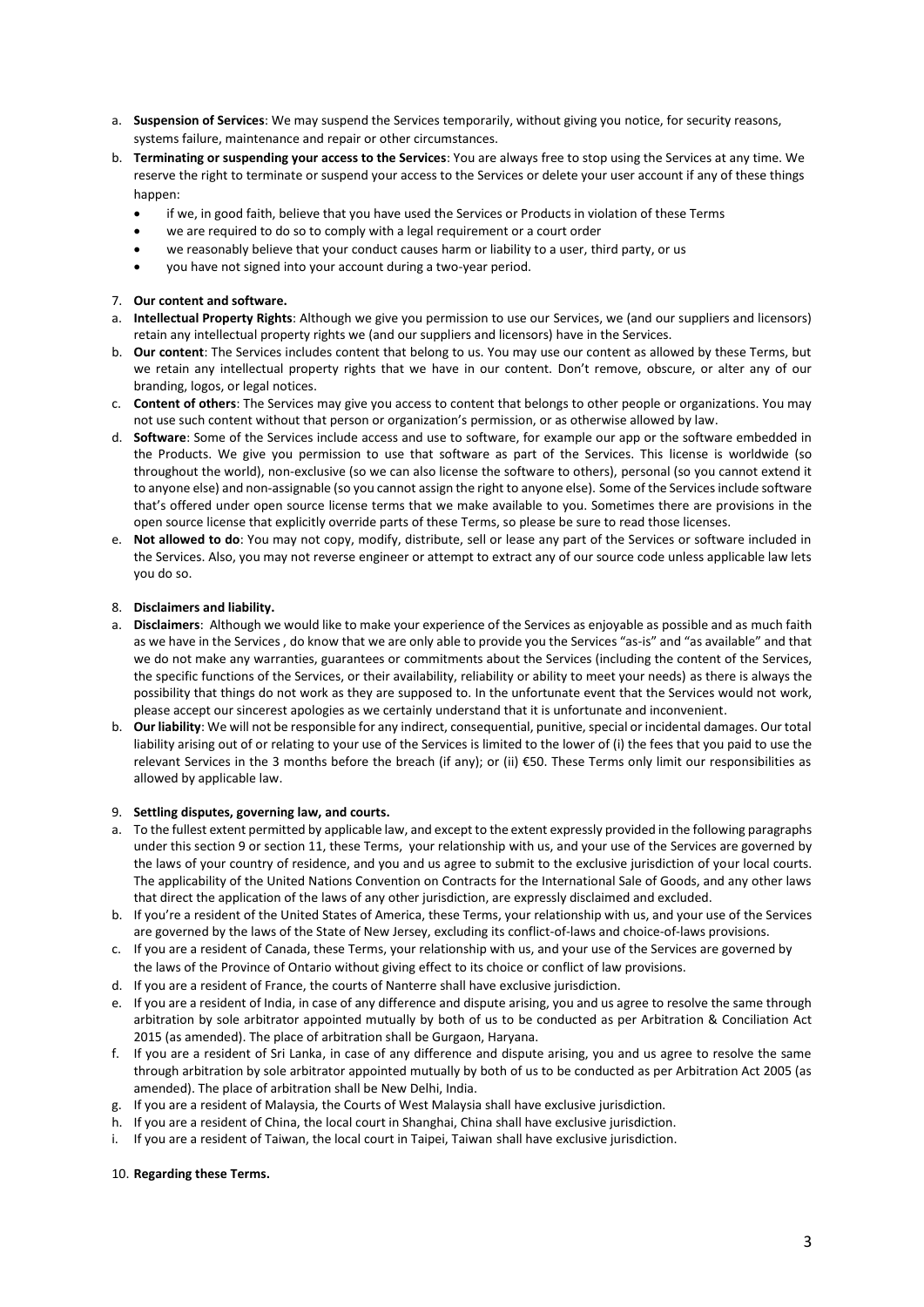a. **Suspension of Services**: We may suspend the Services temporarily, without giving you notice, for security reasons, systems failure, maintenance and repair or other circumstances.
b. **Terminating or suspending your access to the Services**: You are always free to stop using the Services at any time. We reserve the right to terminate or suspend your access to the Services or delete your user account if any of these things happen:
   - if we, in good faith, believe that you have used the Services or Products in violation of these Terms
   - we are required to do so to comply with a legal requirement or a court order
   - we reasonably believe that your conduct causes harm or liability to a user, third party, or us
   - you have not signed into your account during a two-year period.

7. **Our content and software.**

a. **Intellectual Property Rights**: Although we give you permission to use our Services, we (and our suppliers and licensors) retain any intellectual property rights we (and our suppliers and licensors) have in the Services.
b. **Our content**: The Services includes content that belong to us. You may use our content as allowed by these Terms, but we retain any intellectual property rights that we have in our content. Don't remove, obscure, or alter any of our branding, logos, or legal notices.
c. **Content of others**: The Services may give you access to content that belongs to other people or organizations. You may not use such content without that person or organization's permission, or as otherwise allowed by law.
d. **Software**: Some of the Services include access and use to software, for example our app or the software embedded in the Products. We give you permission to use that software as part of the Services. This license is worldwide (so throughout the world), non-exclusive (so we can also license the software to others), personal (so you cannot extend it to anyone else) and non-assignable (so you cannot assign the right to anyone else). Some of the Services include software that's offered under open source license terms that we make available to you. Sometimes there are provisions in the open source license that explicitly override parts of these Terms, so please be sure to read those licenses.
e. **Not allowed to do**: You may not copy, modify, distribute, sell or lease any part of the Services or software included in the Services. Also, you may not reverse engineer or attempt to extract any of our source code unless applicable law lets you do so.

8. **Disclaimers and liability.**

a. **Disclaimers**: Although we would like to make your experience of the Services as enjoyable as possible and as much faith as we have in the Services , do know that we are only able to provide you the Services "as-is" and "as available" and that we do not make any warranties, guarantees or commitments about the Services (including the content of the Services, the specific functions of the Services, or their availability, reliability or ability to meet your needs) as there is always the possibility that things do not work as they are supposed to. In the unfortunate event that the Services would not work, please accept our sincerest apologies as we certainly understand that it is unfortunate and inconvenient.
b. **Our liability**: We will not be responsible for any indirect, consequential, punitive, special or incidental damages. Our total liability arising out of or relating to your use of the Services is limited to the lower of (i) the fees that you paid to use the relevant Services in the 3 months before the breach (if any); or (ii) €50. These Terms only limit our responsibilities as allowed by applicable law.

9. **Settling disputes, governing law, and courts.**

a. To the fullest extent permitted by applicable law, and except to the extent expressly provided in the following paragraphs under this section 9 or section 11, these Terms, your relationship with us, and your use of the Services are governed by the laws of your country of residence, and you and us agree to submit to the exclusive jurisdiction of your local courts. The applicability of the United Nations Convention on Contracts for the International Sale of Goods, and any other laws that direct the application of the laws of any other jurisdiction, are expressly disclaimed and excluded.
b. If you're a resident of the United States of America, these Terms, your relationship with us, and your use of the Services are governed by the laws of the State of New Jersey, excluding its conflict-of-laws and choice-of-laws provisions.
c. If you are a resident of Canada, these Terms, your relationship with us, and your use of the Services are governed by the laws of the Province of Ontario without giving effect to its choice or conflict of law provisions.
d. If you are a resident of France, the courts of Nanterre shall have exclusive jurisdiction.
e. If you are a resident of India, in case of any difference and dispute arising, you and us agree to resolve the same through arbitration by sole arbitrator appointed mutually by both of us to be conducted as per Arbitration & Conciliation Act 2015 (as amended). The place of arbitration shall be Gurgaon, Haryana.
f. If you are a resident of Sri Lanka, in case of any difference and dispute arising, you and us agree to resolve the same through arbitration by sole arbitrator appointed mutually by both of us to be conducted as per Arbitration Act 2005 (as amended). The place of arbitration shall be New Delhi, India.
g. If you are a resident of Malaysia, the Courts of West Malaysia shall have exclusive jurisdiction.
h. If you are a resident of China, the local court in Shanghai, China shall have exclusive jurisdiction.
i. If you are a resident of Taiwan, the local court in Taipei, Taiwan shall have exclusive jurisdiction.

10. **Regarding these Terms.**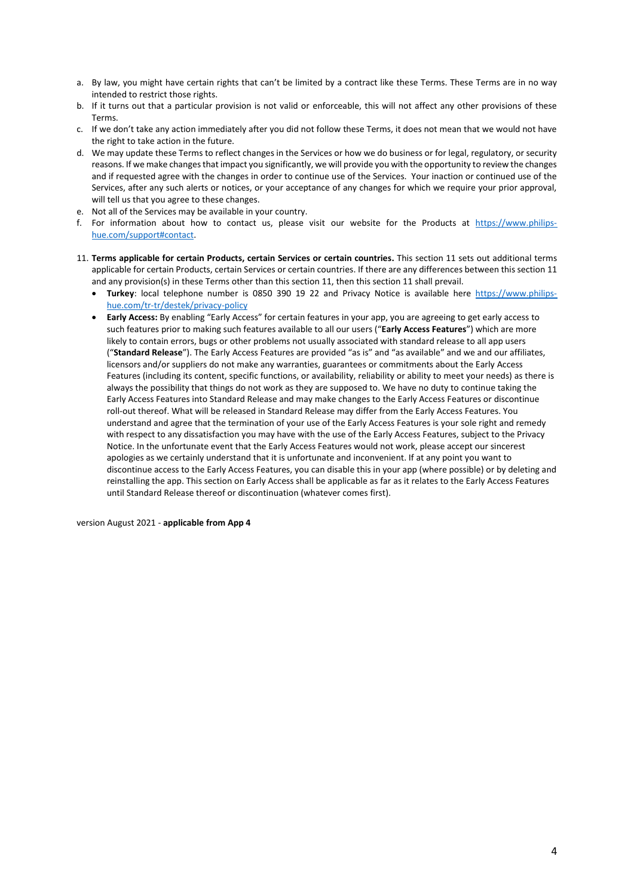a. By law, you might have certain rights that can't be limited by a contract like these Terms. These Terms are in no way intended to restrict those rights.
b. If it turns out that a particular provision is not valid or enforceable, this will not affect any other provisions of these Terms.
c. If we don't take any action immediately after you did not follow these Terms, it does not mean that we would not have the right to take action in the future.
d. We may update these Terms to reflect changes in the Services or how we do business or for legal, regulatory, or security reasons. If we make changes that impact you significantly, we will provide you with the opportunity to review the changes and if requested agree with the changes in order to continue use of the Services. Your inaction or continued use of the Services, after any such alerts or notices, or your acceptance of any changes for which we require your prior approval, will tell us that you agree to these changes.
e. Not all of the Services may be available in your country.
f. For information about how to contact us, please visit our website for the Products at [https://www.philips-hue.com/support#contact](https://www.philips-hue.com/support#contact).

11. **Terms applicable for certain Products, certain Services or certain countries.** This section 11 sets out additional terms applicable for certain Products, certain Services or certain countries. If there are any differences between this section 11 and any provision(s) in these Terms other than this section 11, then this section 11 shall prevail.
    - **Turkey**: local telephone number is 0850 390 19 22 and Privacy Notice is available here [https://www.philips-hue.com/tr-tr/destek/privacy-policy](https://www.philips-hue.com/tr-tr/destek/privacy-policy)
    - **Early Access:** By enabling "Early Access" for certain features in your app, you are agreeing to get early access to such features prior to making such features available to all our users ("**Early Access Features**") which are more likely to contain errors, bugs or other problems not usually associated with standard release to all app users ("**Standard Release**"). The Early Access Features are provided "as is" and "as available" and we and our affiliates, licensors and/or suppliers do not make any warranties, guarantees or commitments about the Early Access Features (including its content, specific functions, or availability, reliability or ability to meet your needs) as there is always the possibility that things do not work as they are supposed to. We have no duty to continue taking the Early Access Features into Standard Release and may make changes to the Early Access Features or discontinue roll-out thereof. What will be released in Standard Release may differ from the Early Access Features. You understand and agree that the termination of your use of the Early Access Features is your sole right and remedy with respect to any dissatisfaction you may have with the use of the Early Access Features, subject to the Privacy Notice. In the unfortunate event that the Early Access Features would not work, please accept our sincerest apologies as we certainly understand that it is unfortunate and inconvenient. If at any point you want to discontinue access to the Early Access Features, you can disable this in your app (where possible) or by deleting and reinstalling the app. This section on Early Access shall be applicable as far as it relates to the Early Access Features until Standard Release thereof or discontinuation (whatever comes first).

version August 2021 - **applicable from App 4**